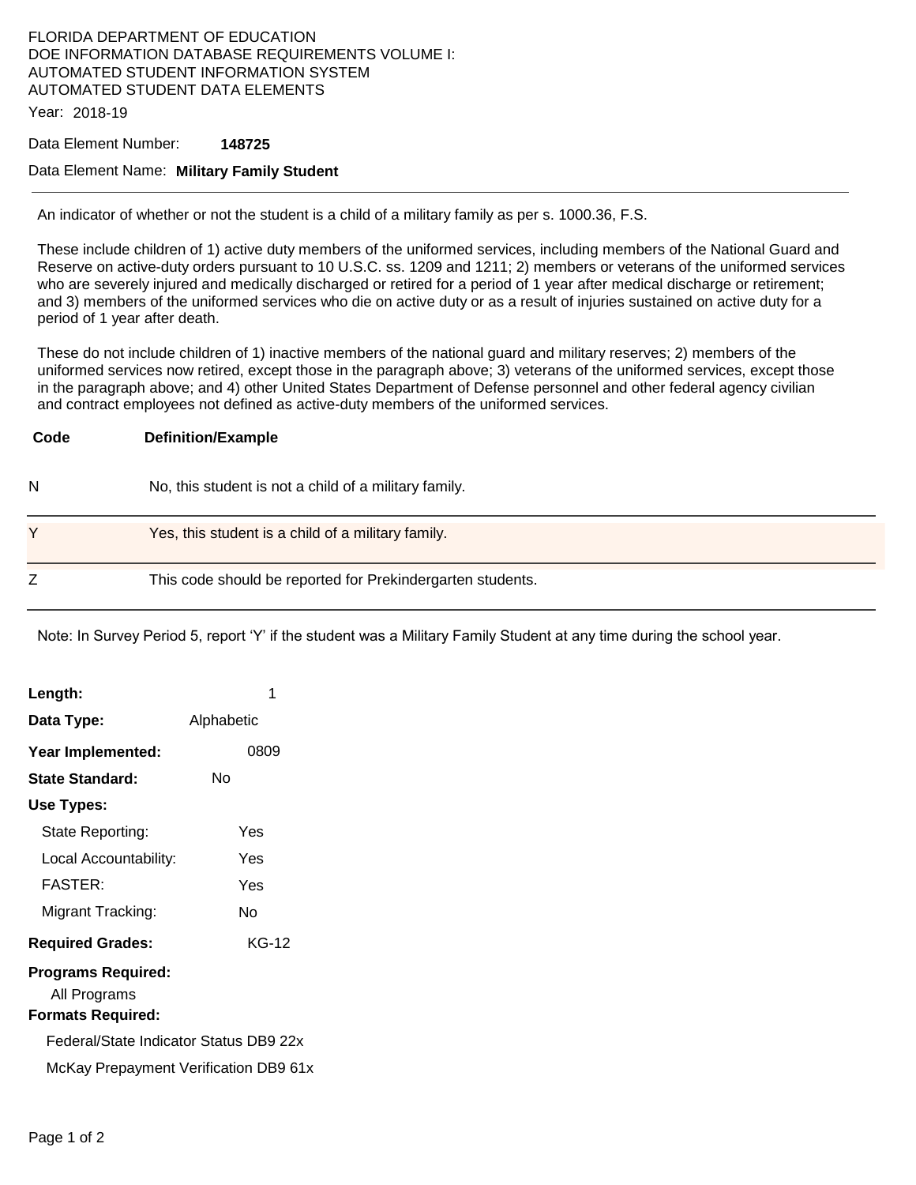FLORIDA DEPARTMENT OF EDUCATION
DOE INFORMATION DATABASE REQUIREMENTS VOLUME I:
AUTOMATED STUDENT INFORMATION SYSTEM
AUTOMATED STUDENT DATA ELEMENTS

Year: 2018-19

Data Element Number: **148725**

Data Element Name: **Military Family Student**

---

An indicator of whether or not the student is a child of a military family as per s. 1000.36, F.S.

These include children of 1) active duty members of the uniformed services, including members of the National Guard and Reserve on active-duty orders pursuant to 10 U.S.C. ss. 1209 and 1211; 2) members or veterans of the uniformed services who are severely injured and medically discharged or retired for a period of 1 year after medical discharge or retirement; and 3) members of the uniformed services who die on active duty or as a result of injuries sustained on active duty for a period of 1 year after death.

These do not include children of 1) inactive members of the national guard and military reserves; 2) members of the uniformed services now retired, except those in the paragraph above; 3) veterans of the uniformed services, except those in the paragraph above; and 4) other United States Department of Defense personnel and other federal agency civilian and contract employees not defined as active-duty members of the uniformed services.

| Code | Definition/Example |
|---|---|
| N | No, this student is not a child of a military family. |
| Y | Yes, this student is a child of a military family. |
| Z | This code should be reported for Prekindergarten students. |

Note: In Survey Period 5, report 'Y' if the student was a Military Family Student at any time during the school year.

**Length:** 1

**Data Type:** Alphabetic

**Year Implemented:** 0809

**State Standard:** No

**Use Types:**

- State Reporting: Yes
- Local Accountability: Yes
- FASTER: Yes
- Migrant Tracking: No

**Required Grades:** KG-12

**Programs Required:**

All Programs

**Formats Required:**

Federal/State Indicator Status DB9 22x

McKay Prepayment Verification DB9 61x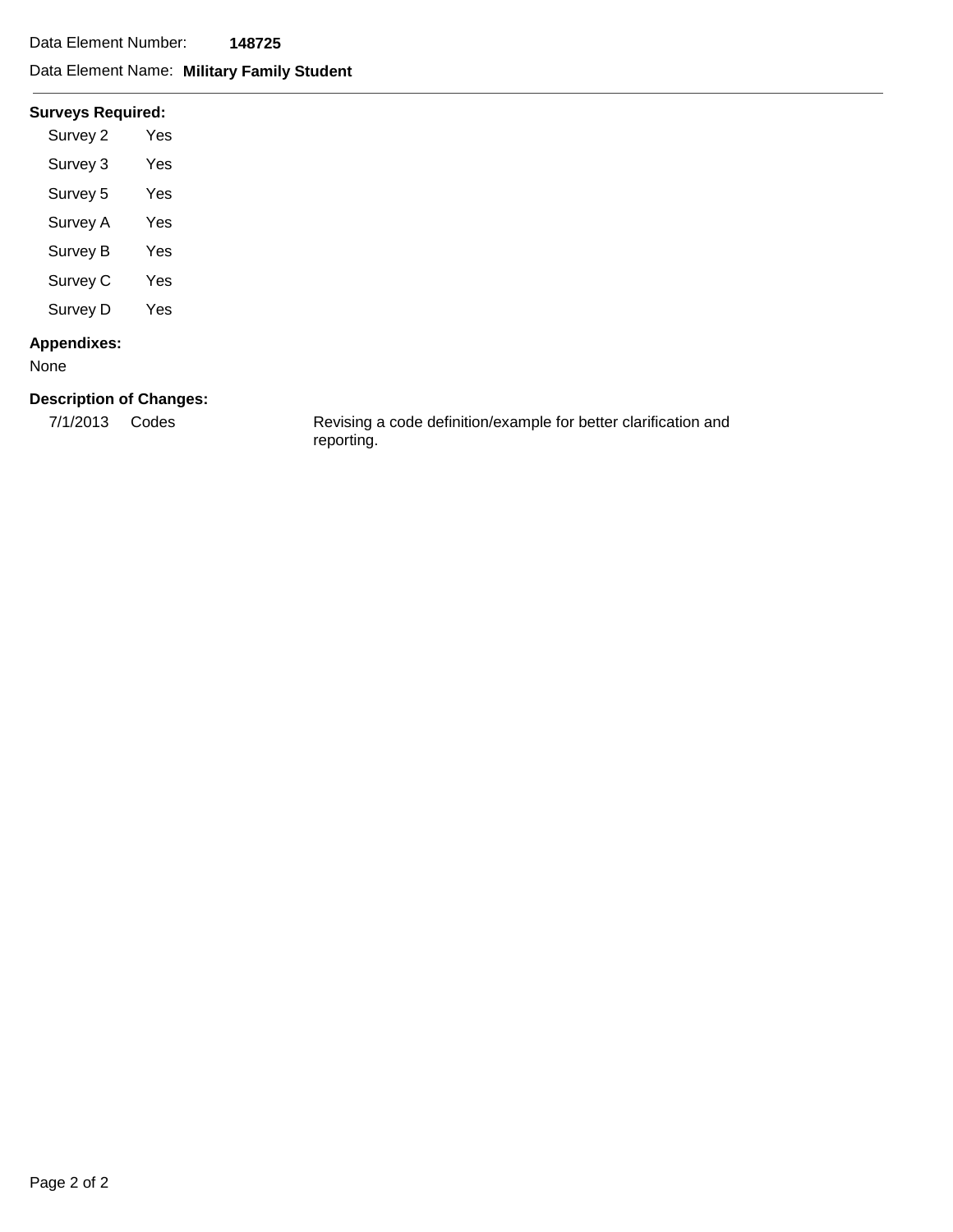Data Element Number: **148725**

Data Element Name: **Military Family Student**

**Surveys Required:**

| | |
|---|---|
| Survey 2 | Yes |
| Survey 3 | Yes |
| Survey 5 | Yes |
| Survey A | Yes |
| Survey B | Yes |
| Survey C | Yes |
| Survey D | Yes |

**Appendixes:**

None

**Description of Changes:**

| | | |
|---|---|---|
| 7/1/2013 | Codes | Revising a code definition/example for better clarification and reporting. |